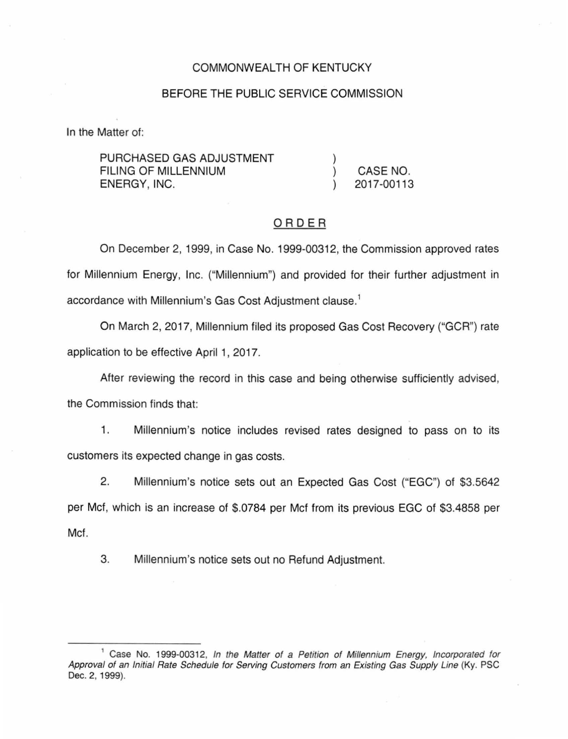COMMONWEALTH OF KENTUCKY

BEFORE THE PUBLIC SERVICE COMMISSION

In the Matter of:

| | | |
|---|---|---|
| PURCHASED GAS ADJUSTMENT FILING OF MILLENNIUM ENERGY, INC. | ) ) ) | CASE NO. 2017-00113 |

## ORDER

On December 2, 1999, in Case No. 1999-00312, the Commission approved rates for Millennium Energy, Inc. ("Millennium") and provided for their further adjustment in accordance with Millennium's Gas Cost Adjustment clause.[1]

On March 2, 2017, Millennium filed its proposed Gas Cost Recovery ("GCR") rate application to be effective April 1, 2017.

After reviewing the record in this case and being otherwise sufficiently advised, the Commission finds that:

1. Millennium's notice includes revised rates designed to pass on to its customers its expected change in gas costs.

2. Millennium's notice sets out an Expected Gas Cost ("EGC") of $3.5642 per Mcf, which is an increase of $.0784 per Mcf from its previous EGC of $3.4858 per Mcf.

3. Millennium's notice sets out no Refund Adjustment.

---

[1] Case No. 1999-00312, *In the Matter of a Petition of Millennium Energy, Incorporated for Approval of an Initial Rate Schedule for Serving Customers from an Existing Gas Supply Line* (Ky. PSC Dec. 2, 1999).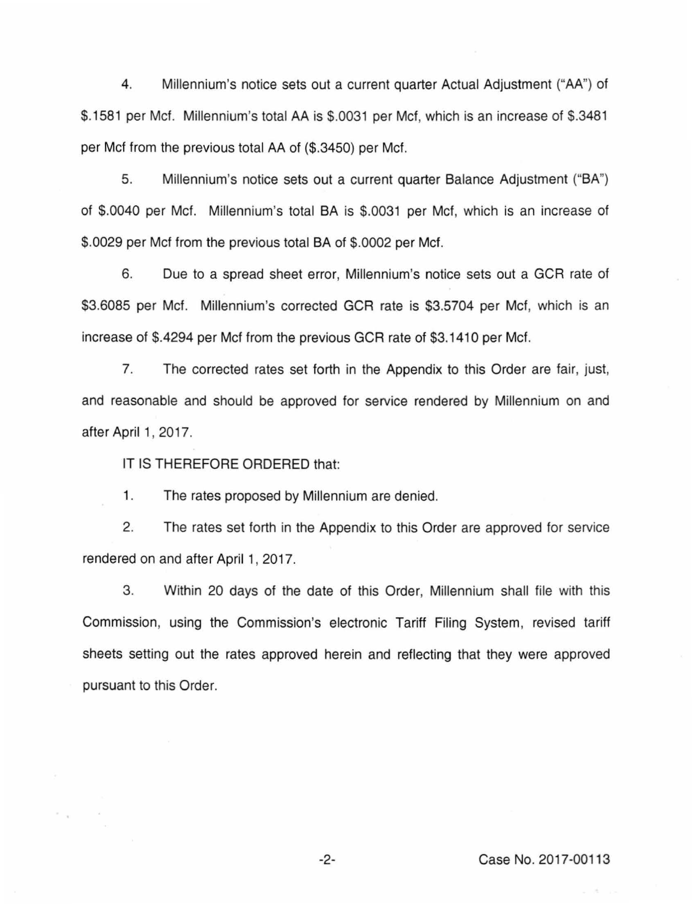4. Millennium's notice sets out a current quarter Actual Adjustment ("AA") of $.1581 per Mcf. Millennium's total AA is $.0031 per Mcf, which is an increase of $.3481 per Mcf from the previous total AA of ($.3450) per Mcf.

5. Millennium's notice sets out a current quarter Balance Adjustment ("BA") of $.0040 per Mcf. Millennium's total BA is $.0031 per Mcf, which is an increase of $.0029 per Mcf from the previous total BA of $.0002 per Mcf.

6. Due to a spread sheet error, Millennium's notice sets out a GCR rate of $3.6085 per Mcf. Millennium's corrected GCR rate is $3.5704 per Mcf, which is an increase of $.4294 per Mcf from the previous GCR rate of $3.1410 per Mcf.

7. The corrected rates set forth in the Appendix to this Order are fair, just, and reasonable and should be approved for service rendered by Millennium on and after April 1, 2017.

IT IS THEREFORE ORDERED that:

1. The rates proposed by Millennium are denied.

2. The rates set forth in the Appendix to this Order are approved for service rendered on and after April 1, 2017.

3. Within 20 days of the date of this Order, Millennium shall file with this Commission, using the Commission's electronic Tariff Filing System, revised tariff sheets setting out the rates approved herein and reflecting that they were approved pursuant to this Order.

Case No. 2017-00113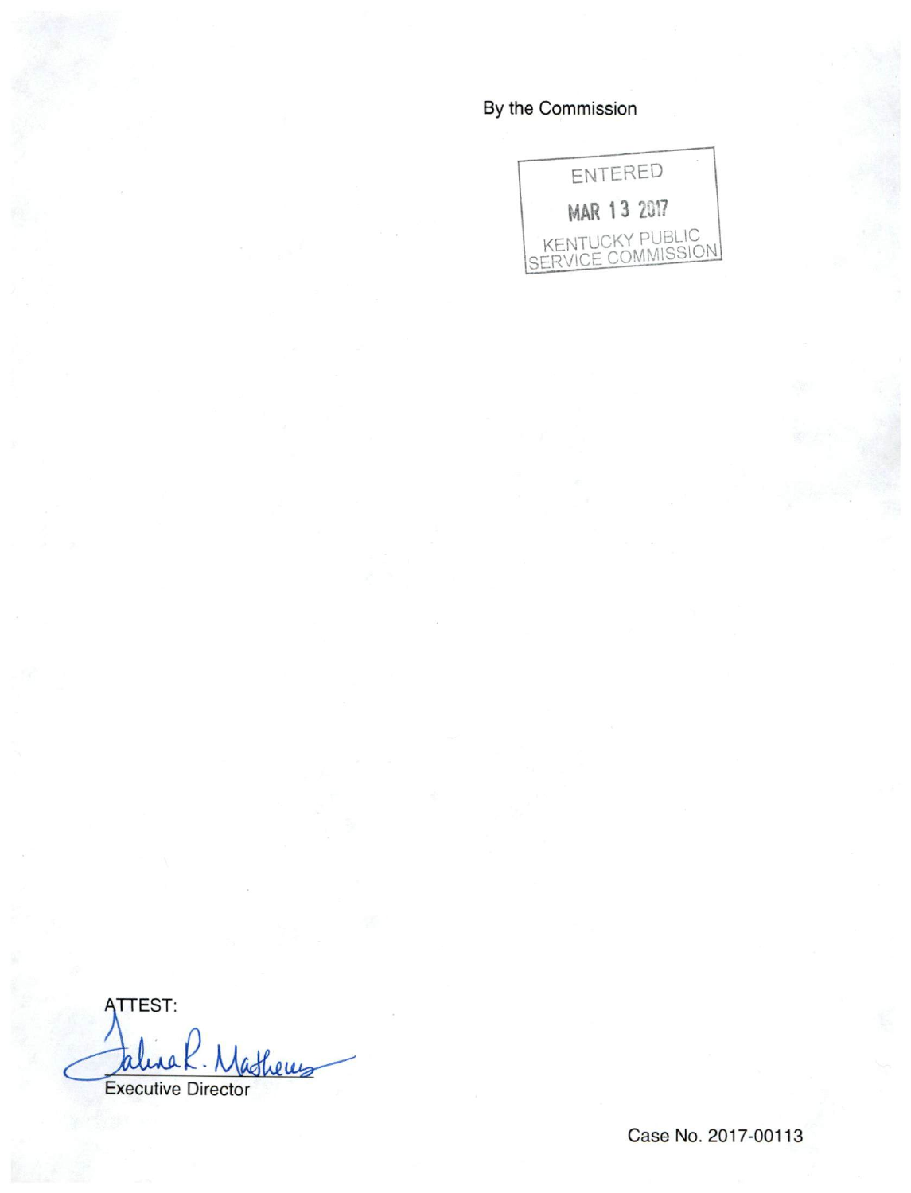By the Commission

ENTERED

MAR 13 2017

KENTUCKY PUBLIC SERVICE COMMISSION

ATTEST:

Talina R. Mathews

Executive Director

Case No. 2017-00113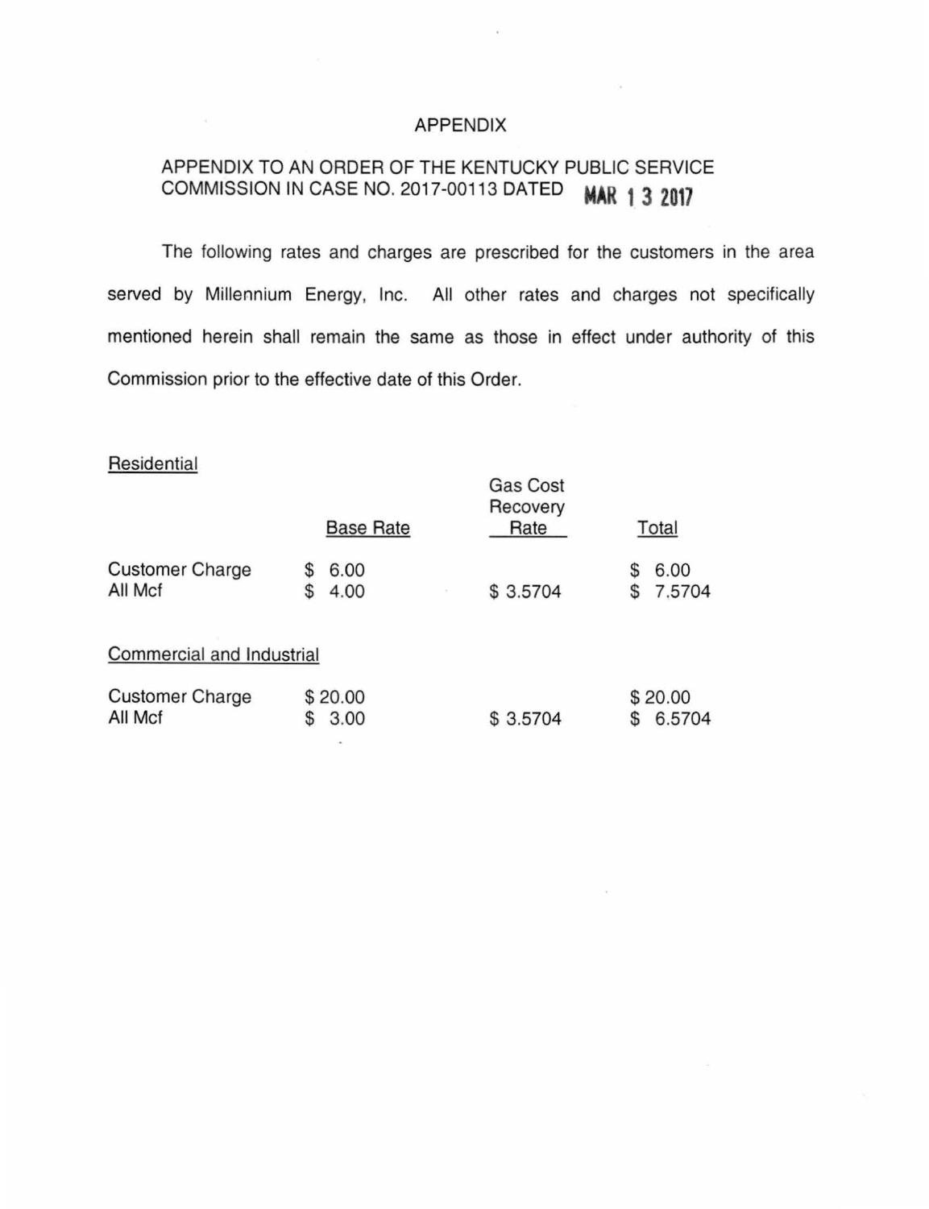# APPENDIX

## APPENDIX TO AN ORDER OF THE KENTUCKY PUBLIC SERVICE COMMISSION IN CASE NO. 2017-00113 DATED MAR 13 2017

The following rates and charges are prescribed for the customers in the area served by Millennium Energy, Inc. All other rates and charges not specifically mentioned herein shall remain the same as those in effect under authority of this Commission prior to the effective date of this Order.

Residential

| | Base Rate | Gas Cost Recovery Rate | Total |
|---|---|---|---|
| Customer Charge | $ 6.00 | | $ 6.00 |
| All Mcf | $ 4.00 | $ 3.5704 | $ 7.5704 |

Commercial and Industrial

| | Base Rate | Gas Cost Recovery Rate | Total |
|---|---|---|---|
| Customer Charge | $ 20.00 | | $ 20.00 |
| All Mcf | $ 3.00 | $ 3.5704 | $ 6.5704 |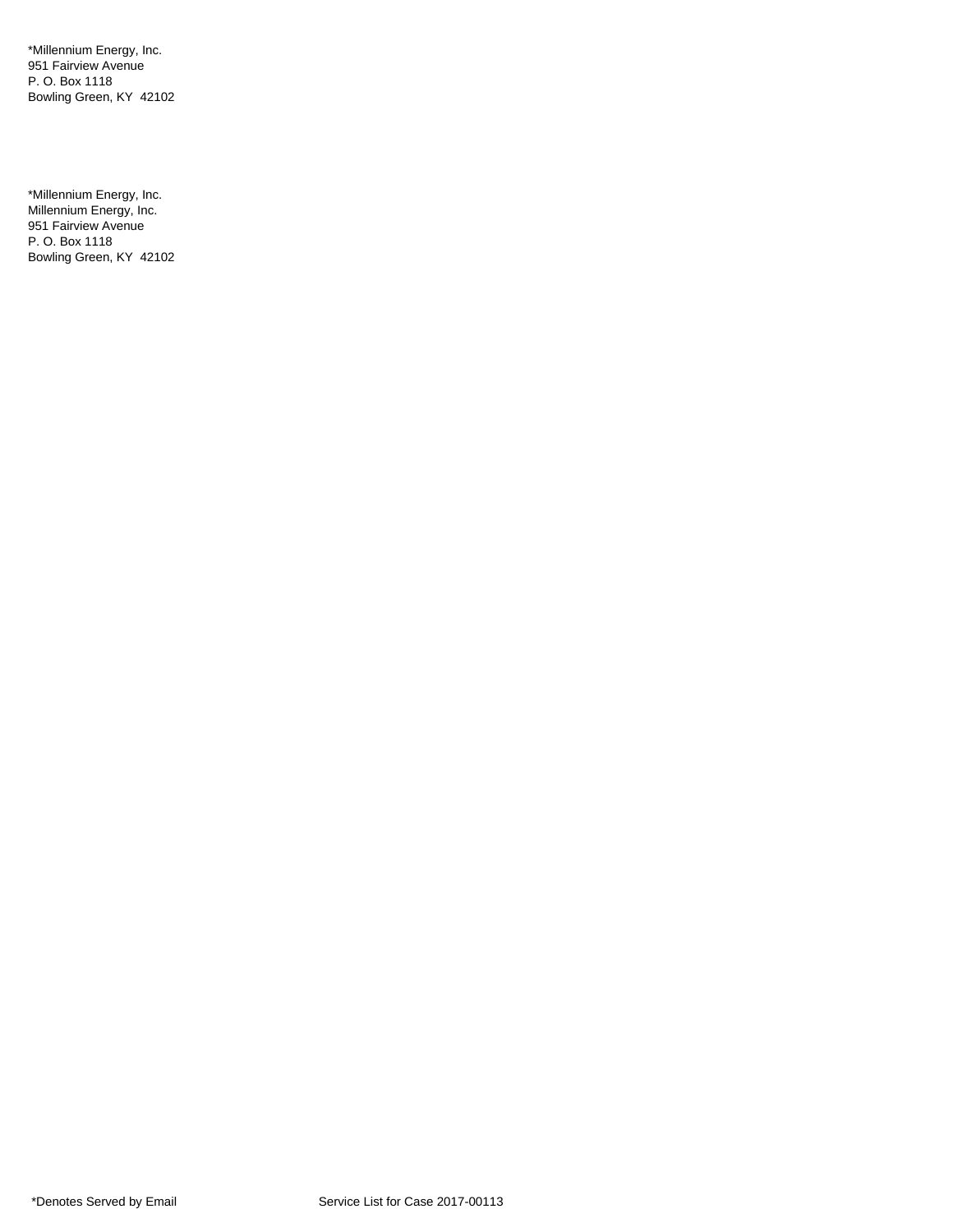*Millennium Energy, Inc.
951 Fairview Avenue
P. O. Box 1118
Bowling Green, KY  42102

*Millennium Energy, Inc.
Millennium Energy, Inc.
951 Fairview Avenue
P. O. Box 1118
Bowling Green, KY  42102